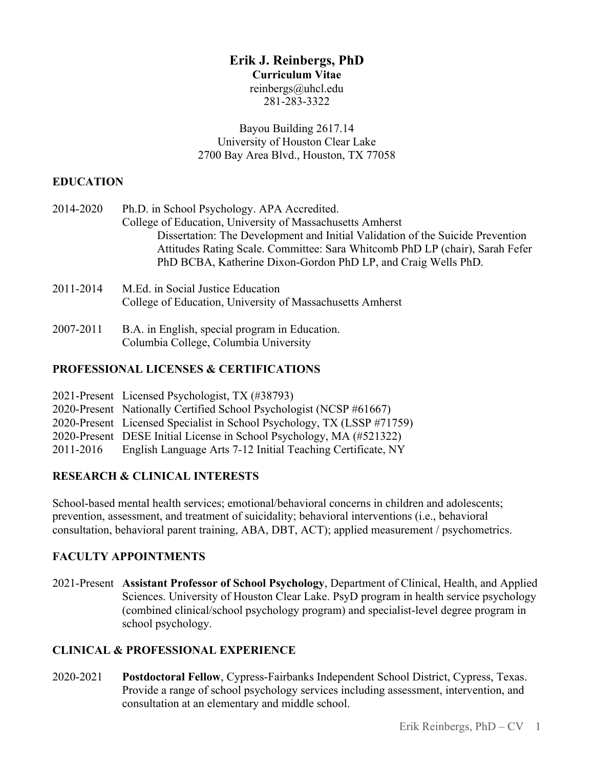# Erik J. Reinbergs, PhD

**Curriculum Vitae**

reinbergs@uhcl.edu
281-283-3322

Bayou Building 2617.14
University of Houston Clear Lake
2700 Bay Area Blvd., Houston, TX 77058

## EDUCATION

2014-2020 Ph.D. in School Psychology. APA Accredited.
College of Education, University of Massachusetts Amherst
Dissertation: The Development and Initial Validation of the Suicide Prevention Attitudes Rating Scale. Committee: Sara Whitcomb PhD LP (chair), Sarah Fefer PhD BCBA, Katherine Dixon-Gordon PhD LP, and Craig Wells PhD.

2011-2014 M.Ed. in Social Justice Education
College of Education, University of Massachusetts Amherst

2007-2011 B.A. in English, special program in Education.
Columbia College, Columbia University

## PROFESSIONAL LICENSES & CERTIFICATIONS

2021-Present Licensed Psychologist, TX (#38793)
2020-Present Nationally Certified School Psychologist (NCSP #61667)
2020-Present Licensed Specialist in School Psychology, TX (LSSP #71759)
2020-Present DESE Initial License in School Psychology, MA (#521322)
2011-2016 English Language Arts 7-12 Initial Teaching Certificate, NY

## RESEARCH & CLINICAL INTERESTS

School-based mental health services; emotional/behavioral concerns in children and adolescents; prevention, assessment, and treatment of suicidality; behavioral interventions (i.e., behavioral consultation, behavioral parent training, ABA, DBT, ACT); applied measurement / psychometrics.

## FACULTY APPOINTMENTS

2021-Present **Assistant Professor of School Psychology**, Department of Clinical, Health, and Applied Sciences. University of Houston Clear Lake. PsyD program in health service psychology (combined clinical/school psychology program) and specialist-level degree program in school psychology.

## CLINICAL & PROFESSIONAL EXPERIENCE

2020-2021 **Postdoctoral Fellow**, Cypress-Fairbanks Independent School District, Cypress, Texas. Provide a range of school psychology services including assessment, intervention, and consultation at an elementary and middle school.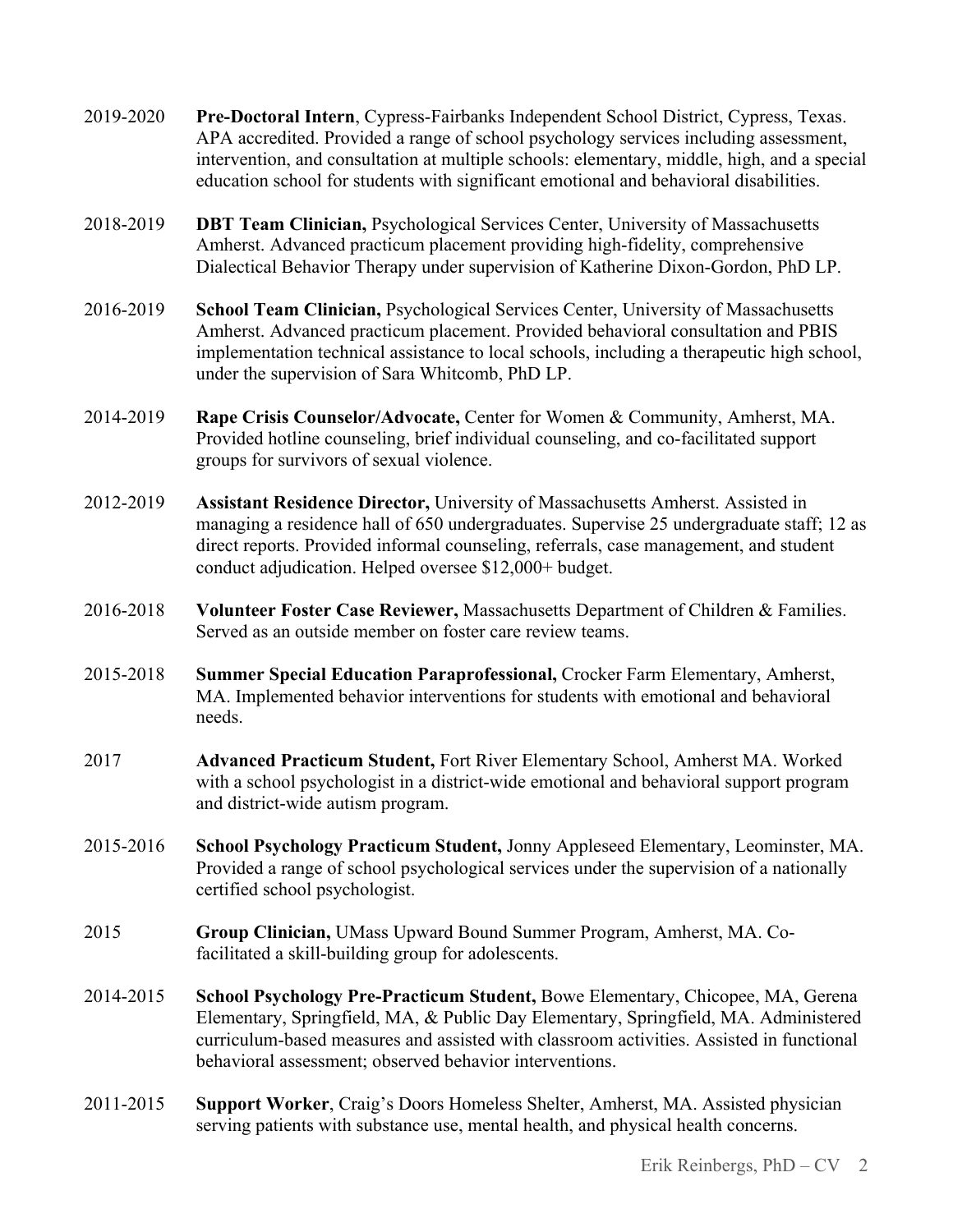2019-2020 **Pre-Doctoral Intern**, Cypress-Fairbanks Independent School District, Cypress, Texas. APA accredited. Provided a range of school psychology services including assessment, intervention, and consultation at multiple schools: elementary, middle, high, and a special education school for students with significant emotional and behavioral disabilities.

2018-2019 **DBT Team Clinician,** Psychological Services Center, University of Massachusetts Amherst. Advanced practicum placement providing high-fidelity, comprehensive Dialectical Behavior Therapy under supervision of Katherine Dixon-Gordon, PhD LP.

2016-2019 **School Team Clinician,** Psychological Services Center, University of Massachusetts Amherst. Advanced practicum placement. Provided behavioral consultation and PBIS implementation technical assistance to local schools, including a therapeutic high school, under the supervision of Sara Whitcomb, PhD LP.

2014-2019 **Rape Crisis Counselor/Advocate,** Center for Women & Community, Amherst, MA. Provided hotline counseling, brief individual counseling, and co-facilitated support groups for survivors of sexual violence.

2012-2019 **Assistant Residence Director,** University of Massachusetts Amherst. Assisted in managing a residence hall of 650 undergraduates. Supervise 25 undergraduate staff; 12 as direct reports. Provided informal counseling, referrals, case management, and student conduct adjudication. Helped oversee $12,000+ budget.

2016-2018 **Volunteer Foster Case Reviewer,** Massachusetts Department of Children & Families. Served as an outside member on foster care review teams.

2015-2018 **Summer Special Education Paraprofessional,** Crocker Farm Elementary, Amherst, MA. Implemented behavior interventions for students with emotional and behavioral needs.

2017 **Advanced Practicum Student,** Fort River Elementary School, Amherst MA. Worked with a school psychologist in a district-wide emotional and behavioral support program and district-wide autism program.

2015-2016 **School Psychology Practicum Student,** Jonny Appleseed Elementary, Leominster, MA. Provided a range of school psychological services under the supervision of a nationally certified school psychologist.

2015 **Group Clinician,** UMass Upward Bound Summer Program, Amherst, MA. Co-facilitated a skill-building group for adolescents.

2014-2015 **School Psychology Pre-Practicum Student,** Bowe Elementary, Chicopee, MA, Gerena Elementary, Springfield, MA, & Public Day Elementary, Springfield, MA. Administered curriculum-based measures and assisted with classroom activities. Assisted in functional behavioral assessment; observed behavior interventions.

2011-2015 **Support Worker**, Craig's Doors Homeless Shelter, Amherst, MA. Assisted physician serving patients with substance use, mental health, and physical health concerns.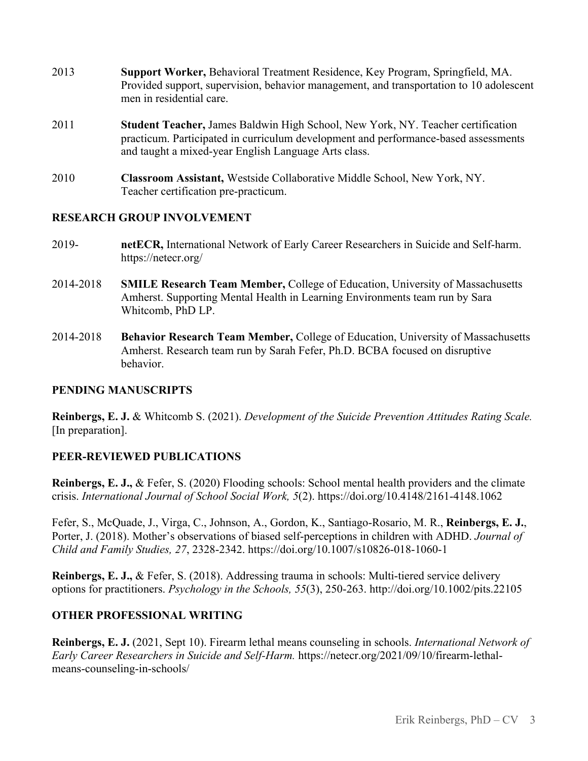2013 **Support Worker,** Behavioral Treatment Residence, Key Program, Springfield, MA. Provided support, supervision, behavior management, and transportation to 10 adolescent men in residential care.

2011 **Student Teacher,** James Baldwin High School, New York, NY. Teacher certification practicum. Participated in curriculum development and performance-based assessments and taught a mixed-year English Language Arts class.

2010 **Classroom Assistant,** Westside Collaborative Middle School, New York, NY. Teacher certification pre-practicum.

## RESEARCH GROUP INVOLVEMENT

2019- **netECR,** International Network of Early Career Researchers in Suicide and Self-harm. https://netecr.org/

2014-2018 **SMILE Research Team Member,** College of Education, University of Massachusetts Amherst. Supporting Mental Health in Learning Environments team run by Sara Whitcomb, PhD LP.

2014-2018 **Behavior Research Team Member,** College of Education, University of Massachusetts Amherst. Research team run by Sarah Fefer, Ph.D. BCBA focused on disruptive behavior.

## PENDING MANUSCRIPTS

**Reinbergs, E. J.** & Whitcomb S. (2021). *Development of the Suicide Prevention Attitudes Rating Scale.* [In preparation].

## PEER-REVIEWED PUBLICATIONS

**Reinbergs, E. J.,** & Fefer, S. (2020) Flooding schools: School mental health providers and the climate crisis. *International Journal of School Social Work, 5*(2). https://doi.org/10.4148/2161-4148.1062

Fefer, S., McQuade, J., Virga, C., Johnson, A., Gordon, K., Santiago-Rosario, M. R., **Reinbergs, E. J.**, Porter, J. (2018). Mother's observations of biased self-perceptions in children with ADHD. *Journal of Child and Family Studies, 27*, 2328-2342. https://doi.org/10.1007/s10826-018-1060-1

**Reinbergs, E. J.,** & Fefer, S. (2018). Addressing trauma in schools: Multi-tiered service delivery options for practitioners. *Psychology in the Schools, 55*(3), 250-263. http://doi.org/10.1002/pits.22105

## OTHER PROFESSIONAL WRITING

**Reinbergs, E. J.** (2021, Sept 10). Firearm lethal means counseling in schools. *International Network of Early Career Researchers in Suicide and Self-Harm.* https://netecr.org/2021/09/10/firearm-lethal-means-counseling-in-schools/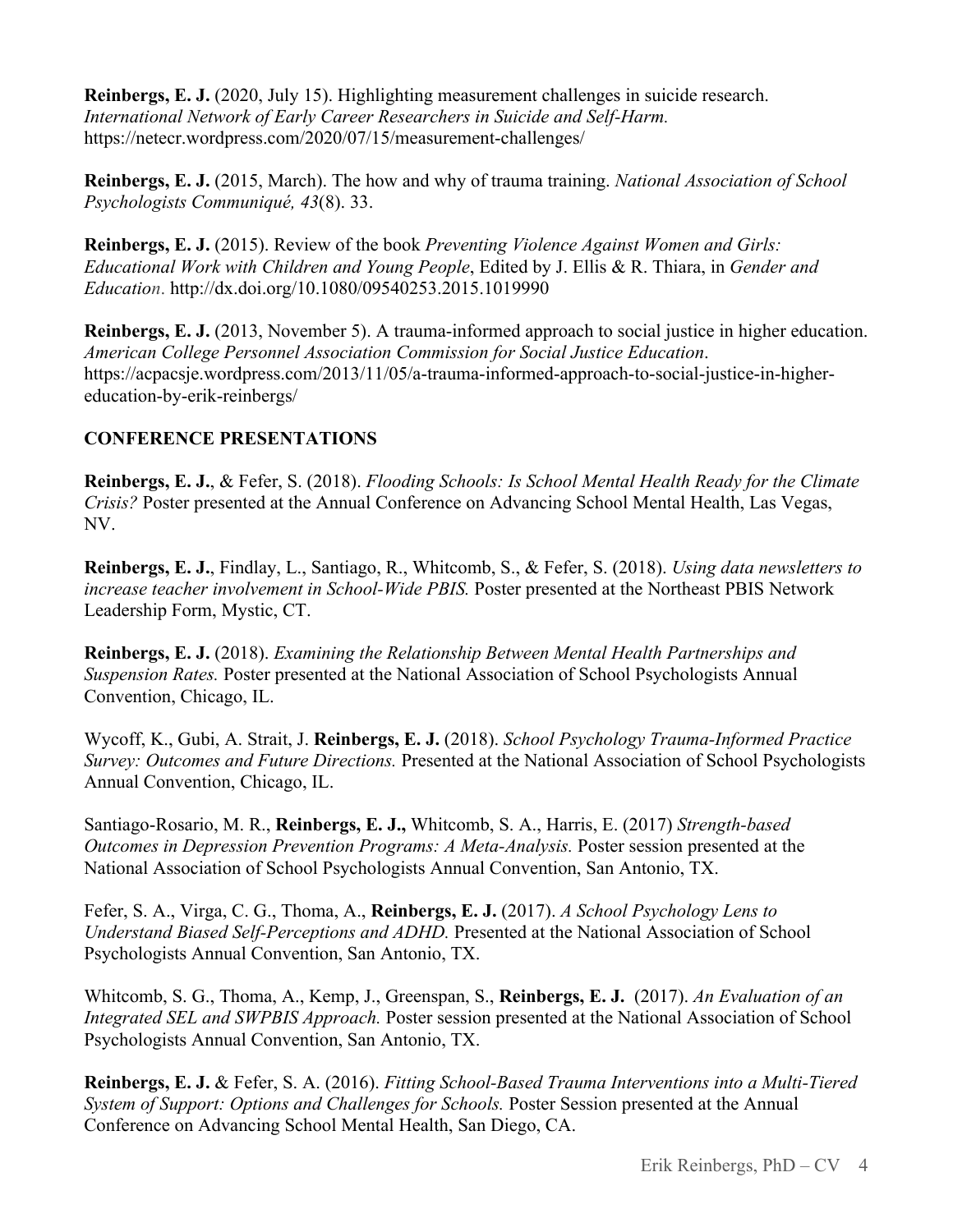**Reinbergs, E. J.** (2020, July 15). Highlighting measurement challenges in suicide research. *International Network of Early Career Researchers in Suicide and Self-Harm.* https://netecr.wordpress.com/2020/07/15/measurement-challenges/

**Reinbergs, E. J.** (2015, March). The how and why of trauma training. *National Association of School Psychologists Communiqué, 43*(8). 33.

**Reinbergs, E. J.** (2015). Review of the book *Preventing Violence Against Women and Girls: Educational Work with Children and Young People*, Edited by J. Ellis & R. Thiara, in *Gender and Education*. http://dx.doi.org/10.1080/09540253.2015.1019990

**Reinbergs, E. J.** (2013, November 5). A trauma-informed approach to social justice in higher education. *American College Personnel Association Commission for Social Justice Education*. https://acpacsje.wordpress.com/2013/11/05/a-trauma-informed-approach-to-social-justice-in-higher-education-by-erik-reinbergs/

## CONFERENCE PRESENTATIONS

**Reinbergs, E. J.**, & Fefer, S. (2018). *Flooding Schools: Is School Mental Health Ready for the Climate Crisis?* Poster presented at the Annual Conference on Advancing School Mental Health, Las Vegas, NV.

**Reinbergs, E. J.**, Findlay, L., Santiago, R., Whitcomb, S., & Fefer, S. (2018). *Using data newsletters to increase teacher involvement in School-Wide PBIS.* Poster presented at the Northeast PBIS Network Leadership Form, Mystic, CT.

**Reinbergs, E. J.** (2018). *Examining the Relationship Between Mental Health Partnerships and Suspension Rates.* Poster presented at the National Association of School Psychologists Annual Convention, Chicago, IL.

Wycoff, K., Gubi, A. Strait, J. **Reinbergs, E. J.** (2018). *School Psychology Trauma-Informed Practice Survey: Outcomes and Future Directions.* Presented at the National Association of School Psychologists Annual Convention, Chicago, IL.

Santiago-Rosario, M. R., **Reinbergs, E. J.,** Whitcomb, S. A., Harris, E. (2017) *Strength-based Outcomes in Depression Prevention Programs: A Meta-Analysis.* Poster session presented at the National Association of School Psychologists Annual Convention, San Antonio, TX.

Fefer, S. A., Virga, C. G., Thoma, A., **Reinbergs, E. J.** (2017). *A School Psychology Lens to Understand Biased Self-Perceptions and ADHD.* Presented at the National Association of School Psychologists Annual Convention, San Antonio, TX.

Whitcomb, S. G., Thoma, A., Kemp, J., Greenspan, S., **Reinbergs, E. J.** (2017). *An Evaluation of an Integrated SEL and SWPBIS Approach.* Poster session presented at the National Association of School Psychologists Annual Convention, San Antonio, TX.

**Reinbergs, E. J.** & Fefer, S. A. (2016). *Fitting School-Based Trauma Interventions into a Multi-Tiered System of Support: Options and Challenges for Schools.* Poster Session presented at the Annual Conference on Advancing School Mental Health, San Diego, CA.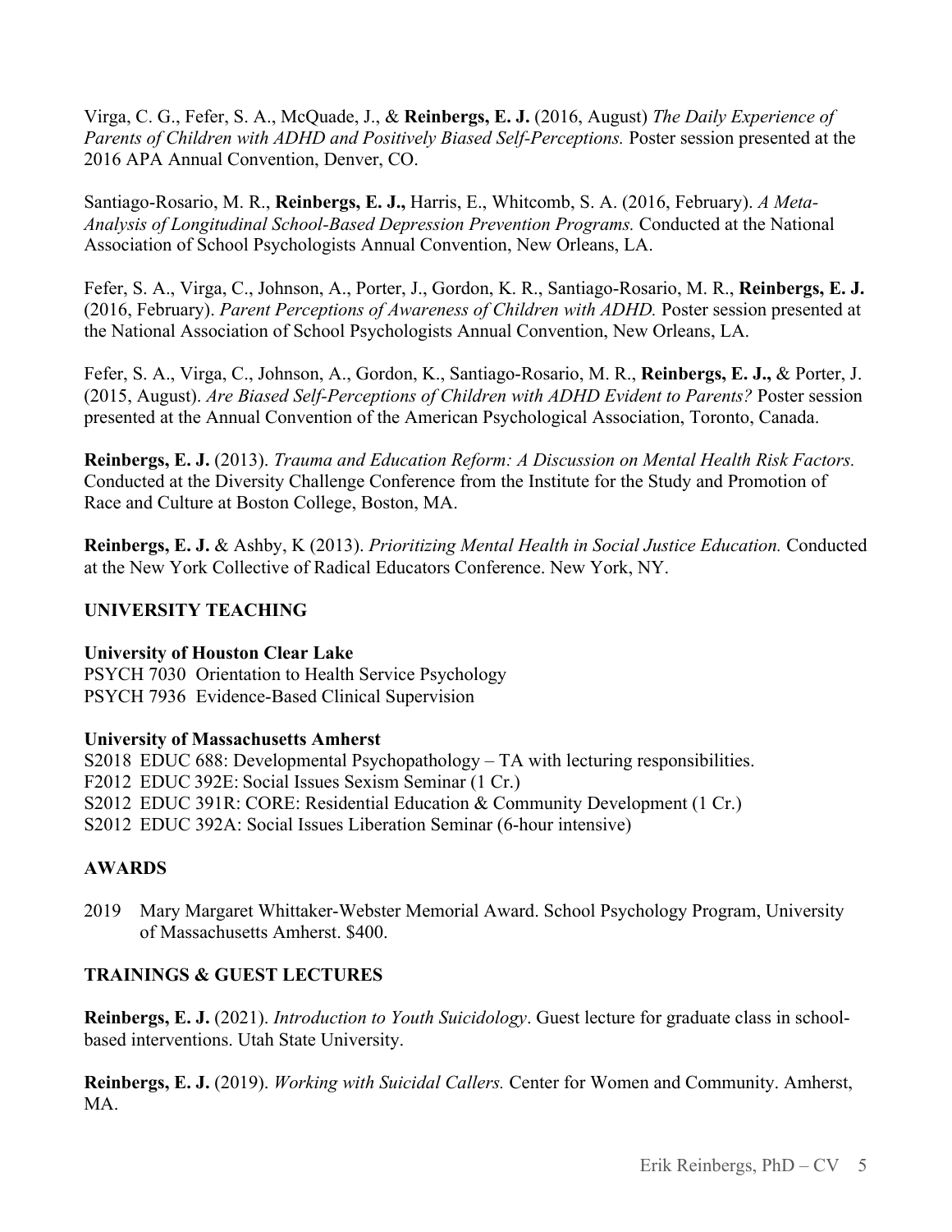Virga, C. G., Fefer, S. A., McQuade, J., & **Reinbergs, E. J.** (2016, August) *The Daily Experience of Parents of Children with ADHD and Positively Biased Self-Perceptions.* Poster session presented at the 2016 APA Annual Convention, Denver, CO.

Santiago-Rosario, M. R., **Reinbergs, E. J.,** Harris, E., Whitcomb, S. A. (2016, February). *A Meta-Analysis of Longitudinal School-Based Depression Prevention Programs.* Conducted at the National Association of School Psychologists Annual Convention, New Orleans, LA.

Fefer, S. A., Virga, C., Johnson, A., Porter, J., Gordon, K. R., Santiago-Rosario, M. R., **Reinbergs, E. J.** (2016, February). *Parent Perceptions of Awareness of Children with ADHD.* Poster session presented at the National Association of School Psychologists Annual Convention, New Orleans, LA.

Fefer, S. A., Virga, C., Johnson, A., Gordon, K., Santiago-Rosario, M. R., **Reinbergs, E. J.,** & Porter, J. (2015, August). *Are Biased Self-Perceptions of Children with ADHD Evident to Parents?* Poster session presented at the Annual Convention of the American Psychological Association, Toronto, Canada.

**Reinbergs, E. J.** (2013). *Trauma and Education Reform: A Discussion on Mental Health Risk Factors.* Conducted at the Diversity Challenge Conference from the Institute for the Study and Promotion of Race and Culture at Boston College, Boston, MA.

**Reinbergs, E. J.** & Ashby, K (2013). *Prioritizing Mental Health in Social Justice Education.* Conducted at the New York Collective of Radical Educators Conference. New York, NY.

## UNIVERSITY TEACHING

**University of Houston Clear Lake**

PSYCH 7030 Orientation to Health Service Psychology
PSYCH 7936 Evidence-Based Clinical Supervision

**University of Massachusetts Amherst**

S2018 EDUC 688: Developmental Psychopathology – TA with lecturing responsibilities.
F2012 EDUC 392E: Social Issues Sexism Seminar (1 Cr.)
S2012 EDUC 391R: CORE: Residential Education & Community Development (1 Cr.)
S2012 EDUC 392A: Social Issues Liberation Seminar (6-hour intensive)

## AWARDS

2019 Mary Margaret Whittaker-Webster Memorial Award. School Psychology Program, University of Massachusetts Amherst. $400.

## TRAININGS & GUEST LECTURES

**Reinbergs, E. J.** (2021). *Introduction to Youth Suicidology*. Guest lecture for graduate class in school-based interventions. Utah State University.

**Reinbergs, E. J.** (2019). *Working with Suicidal Callers.* Center for Women and Community. Amherst, MA.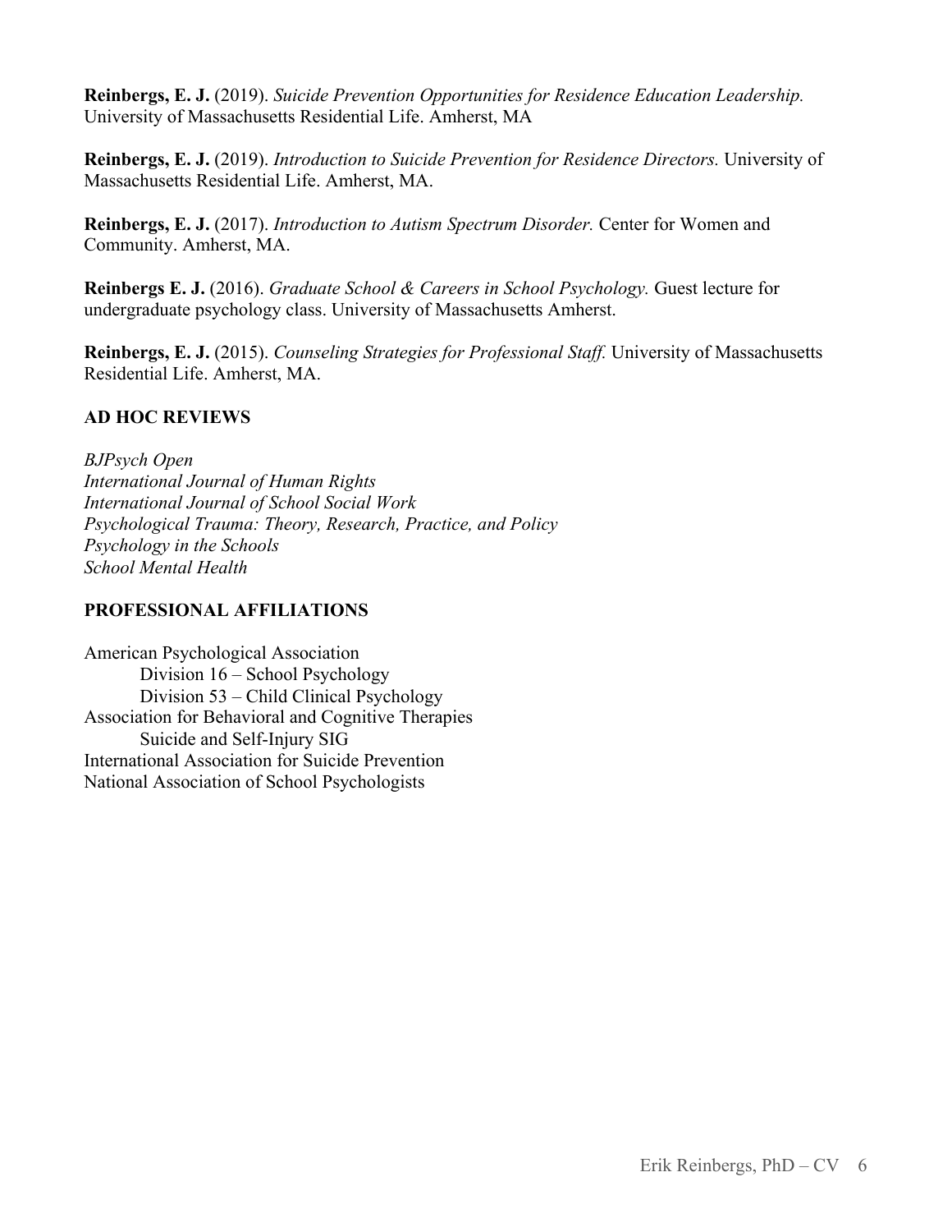**Reinbergs, E. J.** (2019). *Suicide Prevention Opportunities for Residence Education Leadership.* University of Massachusetts Residential Life. Amherst, MA

**Reinbergs, E. J.** (2019). *Introduction to Suicide Prevention for Residence Directors.* University of Massachusetts Residential Life. Amherst, MA.

**Reinbergs, E. J.** (2017). *Introduction to Autism Spectrum Disorder.* Center for Women and Community. Amherst, MA.

**Reinbergs E. J.** (2016). *Graduate School & Careers in School Psychology.* Guest lecture for undergraduate psychology class. University of Massachusetts Amherst.

**Reinbergs, E. J.** (2015). *Counseling Strategies for Professional Staff.* University of Massachusetts Residential Life. Amherst, MA.

## AD HOC REVIEWS

*BJPsych Open*
*International Journal of Human Rights*
*International Journal of School Social Work*
*Psychological Trauma: Theory, Research, Practice, and Policy*
*Psychology in the Schools*
*School Mental Health*

## PROFESSIONAL AFFILIATIONS

- American Psychological Association
  - Division 16 – School Psychology
  - Division 53 – Child Clinical Psychology
- Association for Behavioral and Cognitive Therapies
  - Suicide and Self-Injury SIG
- International Association for Suicide Prevention
- National Association of School Psychologists